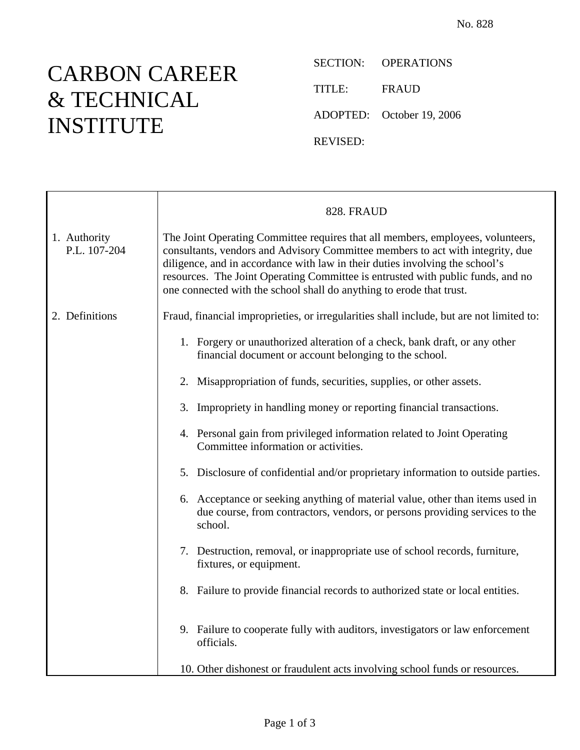No. 828

# CARBON CAREER & TECHNICAL INSTITUTE

SECTION: OPERATIONS

TITLE: FRAUD

ADOPTED: October 19, 2006

REVISED:

## 828. FRAUD

**1. Authority**
P.L. 107-204

The Joint Operating Committee requires that all members, employees, volunteers, consultants, vendors and Advisory Committee members to act with integrity, due diligence, and in accordance with law in their duties involving the school's resources. The Joint Operating Committee is entrusted with public funds, and no one connected with the school shall do anything to erode that trust.

**2. Definitions**

Fraud, financial improprieties, or irregularities shall include, but are not limited to:

1. Forgery or unauthorized alteration of a check, bank draft, or any other financial document or account belonging to the school.

2. Misappropriation of funds, securities, supplies, or other assets.

3. Impropriety in handling money or reporting financial transactions.

4. Personal gain from privileged information related to Joint Operating Committee information or activities.

5. Disclosure of confidential and/or proprietary information to outside parties.

6. Acceptance or seeking anything of material value, other than items used in due course, from contractors, vendors, or persons providing services to the school.

7. Destruction, removal, or inappropriate use of school records, furniture, fixtures, or equipment.

8. Failure to provide financial records to authorized state or local entities.

9. Failure to cooperate fully with auditors, investigators or law enforcement officials.

10. Other dishonest or fraudulent acts involving school funds or resources.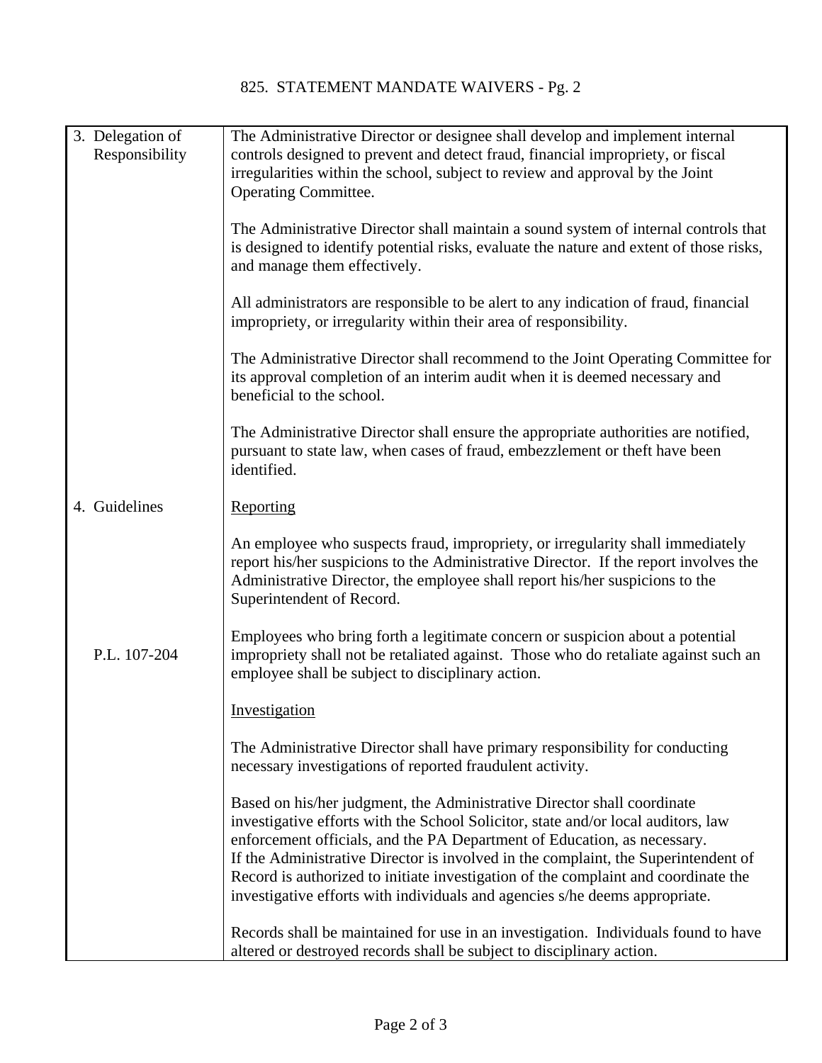825. STATEMENT MANDATE WAIVERS - Pg. 2

| | |
|---|---|
| 3. Delegation of Responsibility | The Administrative Director or designee shall develop and implement internal controls designed to prevent and detect fraud, financial impropriety, or fiscal irregularities within the school, subject to review and approval by the Joint Operating Committee. |
| | The Administrative Director shall maintain a sound system of internal controls that is designed to identify potential risks, evaluate the nature and extent of those risks, and manage them effectively. |
| | All administrators are responsible to be alert to any indication of fraud, financial impropriety, or irregularity within their area of responsibility. |
| | The Administrative Director shall recommend to the Joint Operating Committee for its approval completion of an interim audit when it is deemed necessary and beneficial to the school. |
| | The Administrative Director shall ensure the appropriate authorities are notified, pursuant to state law, when cases of fraud, embezzlement or theft have been identified. |
| 4. Guidelines | <u>Reporting</u> |
| | An employee who suspects fraud, impropriety, or irregularity shall immediately report his/her suspicions to the Administrative Director. If the report involves the Administrative Director, the employee shall report his/her suspicions to the Superintendent of Record. |
| P.L. 107-204 | Employees who bring forth a legitimate concern or suspicion about a potential impropriety shall not be retaliated against. Those who do retaliate against such an employee shall be subject to disciplinary action. |
| | <u>Investigation</u> |
| | The Administrative Director shall have primary responsibility for conducting necessary investigations of reported fraudulent activity. |
| | Based on his/her judgment, the Administrative Director shall coordinate investigative efforts with the School Solicitor, state and/or local auditors, law enforcement officials, and the PA Department of Education, as necessary. If the Administrative Director is involved in the complaint, the Superintendent of Record is authorized to initiate investigation of the complaint and coordinate the investigative efforts with individuals and agencies s/he deems appropriate. |
| | Records shall be maintained for use in an investigation. Individuals found to have altered or destroyed records shall be subject to disciplinary action. |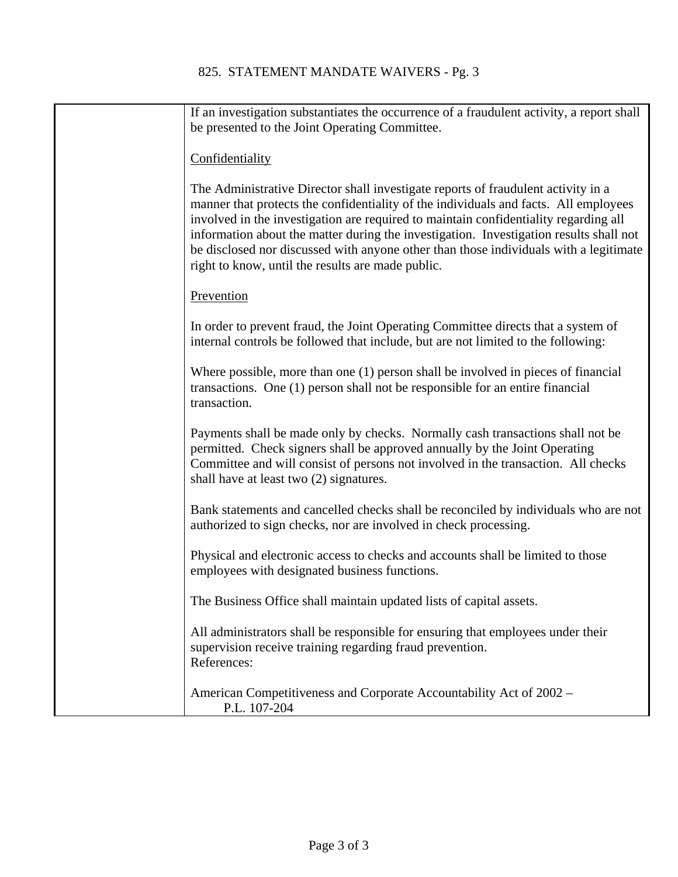If an investigation substantiates the occurrence of a fraudulent activity, a report shall be presented to the Joint Operating Committee.

Confidentiality

The Administrative Director shall investigate reports of fraudulent activity in a manner that protects the confidentiality of the individuals and facts. All employees involved in the investigation are required to maintain confidentiality regarding all information about the matter during the investigation. Investigation results shall not be disclosed nor discussed with anyone other than those individuals with a legitimate right to know, until the results are made public.

Prevention

In order to prevent fraud, the Joint Operating Committee directs that a system of internal controls be followed that include, but are not limited to the following:

Where possible, more than one (1) person shall be involved in pieces of financial transactions. One (1) person shall not be responsible for an entire financial transaction.

Payments shall be made only by checks. Normally cash transactions shall not be permitted. Check signers shall be approved annually by the Joint Operating Committee and will consist of persons not involved in the transaction. All checks shall have at least two (2) signatures.

Bank statements and cancelled checks shall be reconciled by individuals who are not authorized to sign checks, nor are involved in check processing.

Physical and electronic access to checks and accounts shall be limited to those employees with designated business functions.

The Business Office shall maintain updated lists of capital assets.

All administrators shall be responsible for ensuring that employees under their supervision receive training regarding fraud prevention.

References:

American Competitiveness and Corporate Accountability Act of 2002 – P.L. 107-204